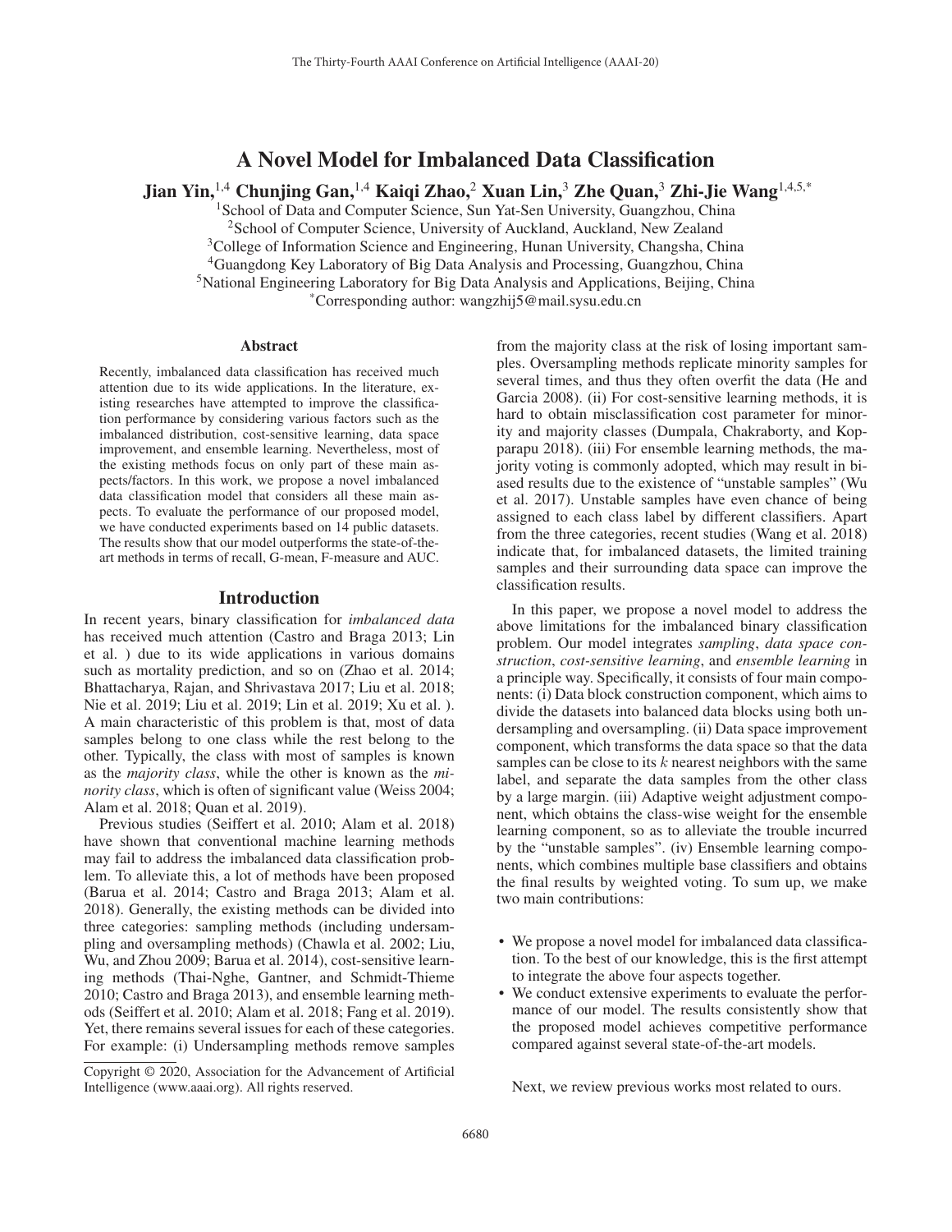# A Novel Model for Imbalanced Data Classification

**Jian Yin,[1,4] Chunjing Gan,[1,4] Kaiqi Zhao,[2] Xuan Lin,[3] Zhe Quan,[3] Zhi-Jie Wang[1,4,5,*]**

[1]School of Data and Computer Science, Sun Yat-Sen University, Guangzhou, China
[2]School of Computer Science, University of Auckland, Auckland, New Zealand
[3]College of Information Science and Engineering, Hunan University, Changsha, China
[4]Guangdong Key Laboratory of Big Data Analysis and Processing, Guangzhou, China
[5]National Engineering Laboratory for Big Data Analysis and Applications, Beijing, China
[*]Corresponding author: wangzhij5@mail.sysu.edu.cn

## Abstract

Recently, imbalanced data classification has received much attention due to its wide applications. In the literature, existing researches have attempted to improve the classification performance by considering various factors such as the imbalanced distribution, cost-sensitive learning, data space improvement, and ensemble learning. Nevertheless, most of the existing methods focus on only part of these main aspects/factors. In this work, we propose a novel imbalanced data classification model that considers all these main aspects. To evaluate the performance of our proposed model, we have conducted experiments based on 14 public datasets. The results show that our model outperforms the state-of-the-art methods in terms of recall, G-mean, F-measure and AUC.

## Introduction

In recent years, binary classification for *imbalanced data* has received much attention (Castro and Braga 2013; Lin et al. ) due to its wide applications in various domains such as mortality prediction, and so on (Zhao et al. 2014; Bhattacharya, Rajan, and Shrivastava 2017; Liu et al. 2018; Nie et al. 2019; Liu et al. 2019; Lin et al. 2019; Xu et al. ). A main characteristic of this problem is that, most of data samples belong to one class while the rest belong to the other. Typically, the class with most of samples is known as the *majority class*, while the other is known as the *minority class*, which is often of significant value (Weiss 2004; Alam et al. 2018; Quan et al. 2019).

Previous studies (Seiffert et al. 2010; Alam et al. 2018) have shown that conventional machine learning methods may fail to address the imbalanced data classification problem. To alleviate this, a lot of methods have been proposed (Barua et al. 2014; Castro and Braga 2013; Alam et al. 2018). Generally, the existing methods can be divided into three categories: sampling methods (including undersampling and oversampling methods) (Chawla et al. 2002; Liu, Wu, and Zhou 2009; Barua et al. 2014), cost-sensitive learning methods (Thai-Nghe, Gantner, and Schmidt-Thieme 2010; Castro and Braga 2013), and ensemble learning methods (Seiffert et al. 2010; Alam et al. 2018; Fang et al. 2019). Yet, there remains several issues for each of these categories. For example: (i) Undersampling methods remove samples from the majority class at the risk of losing important samples. Oversampling methods replicate minority samples for several times, and thus they often overfit the data (He and Garcia 2008). (ii) For cost-sensitive learning methods, it is hard to obtain misclassification cost parameter for minority and majority classes (Dumpala, Chakraborty, and Kopparapu 2018). (iii) For ensemble learning methods, the majority voting is commonly adopted, which may result in biased results due to the existence of "unstable samples" (Wu et al. 2017). Unstable samples have even chance of being assigned to each class label by different classifiers. Apart from the three categories, recent studies (Wang et al. 2018) indicate that, for imbalanced datasets, the limited training samples and their surrounding data space can improve the classification results.

In this paper, we propose a novel model to address the above limitations for the imbalanced binary classification problem. Our model integrates *sampling*, *data space construction*, *cost-sensitive learning*, and *ensemble learning* in a principle way. Specifically, it consists of four main components: (i) Data block construction component, which aims to divide the datasets into balanced data blocks using both undersampling and oversampling. (ii) Data space improvement component, which transforms the data space so that the data samples can be close to its $k$ nearest neighbors with the same label, and separate the data samples from the other class by a large margin. (iii) Adaptive weight adjustment component, which obtains the class-wise weight for the ensemble learning component, so as to alleviate the trouble incurred by the "unstable samples". (iv) Ensemble learning components, which combines multiple base classifiers and obtains the final results by weighted voting. To sum up, we make two main contributions:

- We propose a novel model for imbalanced data classification. To the best of our knowledge, this is the first attempt to integrate the above four aspects together.
- We conduct extensive experiments to evaluate the performance of our model. The results consistently show that the proposed model achieves competitive performance compared against several state-of-the-art models.

Next, we review previous works most related to ours.

Copyright © 2020, Association for the Advancement of Artificial Intelligence (www.aaai.org). All rights reserved.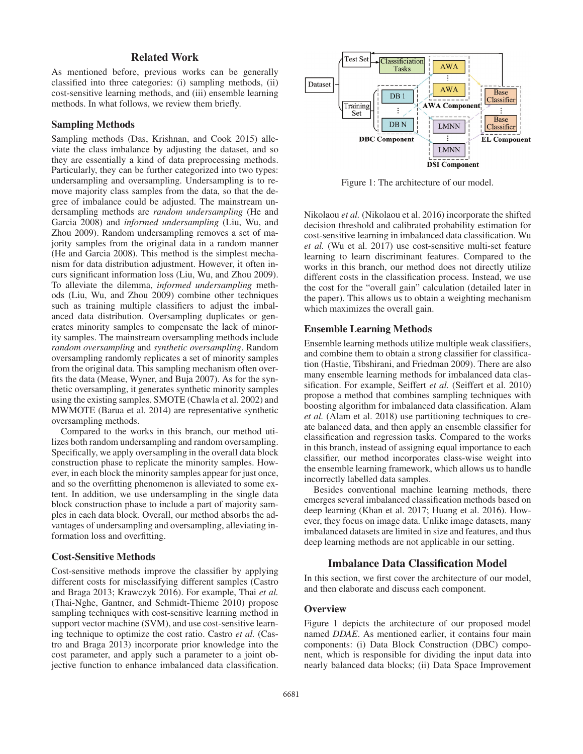## Related Work

As mentioned before, previous works can be generally classified into three categories: (i) sampling methods, (ii) cost-sensitive learning methods, and (iii) ensemble learning methods. In what follows, we review them briefly.

### Sampling Methods

Sampling methods (Das, Krishnan, and Cook 2015) alleviate the class imbalance by adjusting the dataset, and so they are essentially a kind of data preprocessing methods. Particularly, they can be further categorized into two types: undersampling and oversampling. Undersampling is to remove majority class samples from the data, so that the degree of imbalance could be adjusted. The mainstream undersampling methods are *random undersampling* (He and Garcia 2008) and *informed undersampling* (Liu, Wu, and Zhou 2009). Random undersampling removes a set of majority samples from the original data in a random manner (He and Garcia 2008). This method is the simplest mechanism for data distribution adjustment. However, it often incurs significant information loss (Liu, Wu, and Zhou 2009). To alleviate the dilemma, *informed undersampling* methods (Liu, Wu, and Zhou 2009) combine other techniques such as training multiple classifiers to adjust the imbalanced data distribution. Oversampling duplicates or generates minority samples to compensate the lack of minority samples. The mainstream oversampling methods include *random oversampling* and *synthetic oversampling*. Random oversampling randomly replicates a set of minority samples from the original data. This sampling mechanism often overfits the data (Mease, Wyner, and Buja 2007). As for the synthetic oversampling, it generates synthetic minority samples using the existing samples. SMOTE (Chawla et al. 2002) and MWMOTE (Barua et al. 2014) are representative synthetic oversampling methods.

Compared to the works in this branch, our method utilizes both random undersampling and random oversampling. Specifically, we apply oversampling in the overall data block construction phase to replicate the minority samples. However, in each block the minority samples appear for just once, and so the overfitting phenomenon is alleviated to some extent. In addition, we use undersampling in the single data block construction phase to include a part of majority samples in each data block. Overall, our method absorbs the advantages of undersampling and oversampling, alleviating information loss and overfitting.

### Cost-Sensitive Methods

Cost-sensitive methods improve the classifier by applying different costs for misclassifying different samples (Castro and Braga 2013; Krawczyk 2016). For example, Thai *et al.* (Thai-Nghe, Gantner, and Schmidt-Thieme 2010) propose sampling techniques with cost-sensitive learning method in support vector machine (SVM), and use cost-sensitive learning technique to optimize the cost ratio. Castro *et al.* (Castro and Braga 2013) incorporate prior knowledge into the cost parameter, and apply such a parameter to a joint objective function to enhance imbalanced data classification. Nikolaou *et al.* (Nikolaou et al. 2016) incorporate the shifted decision threshold and calibrated probability estimation for cost-sensitive learning in imbalanced data classification. Wu *et al.* (Wu et al. 2017) use cost-sensitive multi-set feature learning to learn discriminant features. Compared to the works in this branch, our method does not directly utilize different costs in the classification process. Instead, we use the cost for the "overall gain" calculation (detailed later in the paper). This allows us to obtain a weighting mechanism which maximizes the overall gain.

Figure 1: The architecture of our model.

### Ensemble Learning Methods

Ensemble learning methods utilize multiple weak classifiers, and combine them to obtain a strong classifier for classification (Hastie, Tibshirani, and Friedman 2009). There are also many ensemble learning methods for imbalanced data classification. For example, Seiffert *et al.* (Seiffert et al. 2010) propose a method that combines sampling techniques with boosting algorithm for imbalanced data classification. Alam *et al.* (Alam et al. 2018) use partitioning techniques to create balanced data, and then apply an ensemble classifier for classification and regression tasks. Compared to the works in this branch, instead of assigning equal importance to each classifier, our method incorporates class-wise weight into the ensemble learning framework, which allows us to handle incorrectly labelled data samples.

Besides conventional machine learning methods, there emerges several imbalanced classification methods based on deep learning (Khan et al. 2017; Huang et al. 2016). However, they focus on image data. Unlike image datasets, many imbalanced datasets are limited in size and features, and thus deep learning methods are not applicable in our setting.

## Imbalance Data Classification Model

In this section, we first cover the architecture of our model, and then elaborate and discuss each component.

### Overview

Figure 1 depicts the architecture of our proposed model named *DDAE*. As mentioned earlier, it contains four main components: (i) Data Block Construction (DBC) component, which is responsible for dividing the input data into nearly balanced data blocks; (ii) Data Space Improvement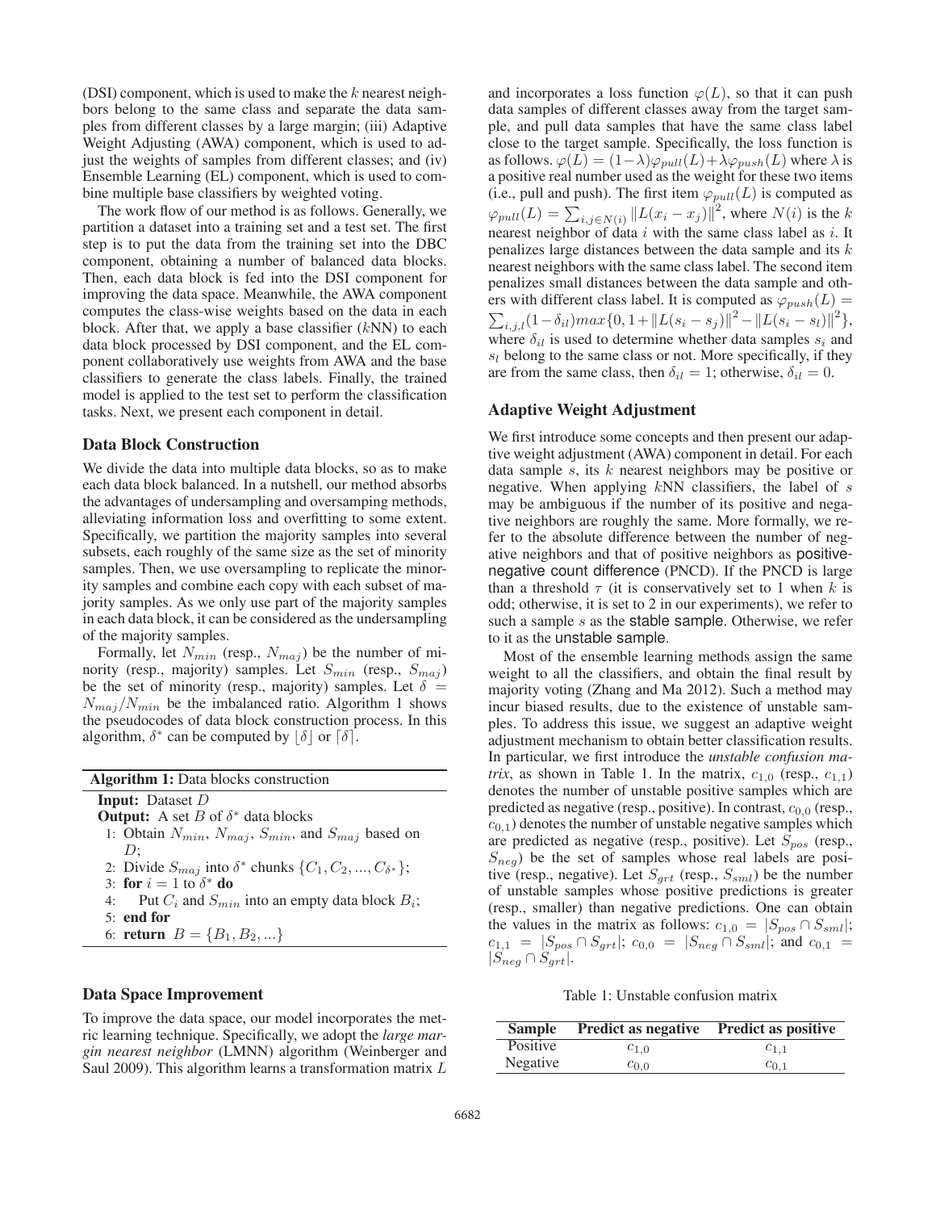(DSI) component, which is used to make the $k$ nearest neighbors belong to the same class and separate the data samples from different classes by a large margin; (iii) Adaptive Weight Adjusting (AWA) component, which is used to adjust the weights of samples from different classes; and (iv) Ensemble Learning (EL) component, which is used to combine multiple base classifiers by weighted voting.

The work flow of our method is as follows. Generally, we partition a dataset into a training set and a test set. The first step is to put the data from the training set into the DBC component, obtaining a number of balanced data blocks. Then, each data block is fed into the DSI component for improving the data space. Meanwhile, the AWA component computes the class-wise weights based on the data in each block. After that, we apply a base classifier ($k$NN) to each data block processed by DSI component, and the EL component collaboratively use weights from AWA and the base classifiers to generate the class labels. Finally, the trained model is applied to the test set to perform the classification tasks. Next, we present each component in detail.

### Data Block Construction

We divide the data into multiple data blocks, so as to make each data block balanced. In a nutshell, our method absorbs the advantages of undersampling and oversamping methods, alleviating information loss and overfitting to some extent. Specifically, we partition the majority samples into several subsets, each roughly of the same size as the set of minority samples. Then, we use oversampling to replicate the minority samples and combine each copy with each subset of majority samples. As we only use part of the majority samples in each data block, it can be considered as the undersampling of the majority samples.

Formally, let $N_{min}$ (resp., $N_{maj}$) be the number of minority (resp., majority) samples. Let $S_{min}$ (resp., $S_{maj}$) be the set of minority (resp., majority) samples. Let $\delta = N_{maj}/N_{min}$ be the imbalanced ratio. Algorithm 1 shows the pseudocodes of data block construction process. In this algorithm, $\delta^*$ can be computed by $\lfloor \delta \rfloor$ or $\lceil \delta \rceil$.

**Algorithm 1:** Data blocks construction

**Input:** Dataset $D$
**Output:** A set $B$ of $\delta^*$ data blocks
1: Obtain $N_{min}$, $N_{maj}$, $S_{min}$, and $S_{maj}$ based on $D$;
2: Divide $S_{maj}$ into $\delta^*$ chunks $\{C_1, C_2, ..., C_{\delta^*}\}$;
3: **for** $i = 1$ to $\delta^*$ **do**
4: Put $C_i$ and $S_{min}$ into an empty data block $B_i$;
5: **end for**
6: **return** $B = \{B_1, B_2, ...\}$

### Data Space Improvement

To improve the data space, our model incorporates the metric learning technique. Specifically, we adopt the *large margin nearest neighbor* (LMNN) algorithm (Weinberger and Saul 2009). This algorithm learns a transformation matrix $L$ and incorporates a loss function $\varphi(L)$, so that it can push data samples of different classes away from the target sample, and pull data samples that have the same class label close to the target sample. Specifically, the loss function is as follows. $\varphi(L) = (1-\lambda)\varphi_{pull}(L)+\lambda\varphi_{push}(L)$ where $\lambda$ is a positive real number used as the weight for these two items (i.e., pull and push). The first item $\varphi_{pull}(L)$ is computed as $\varphi_{pull}(L) = \sum_{i,j\in N(i)} \|L(x_i - x_j)\|^2$, where $N(i)$ is the $k$ nearest neighbor of data $i$ with the same class label as $i$. It penalizes large distances between the data sample and its $k$ nearest neighbors with the same class label. The second item penalizes small distances between the data sample and others with different class label. It is computed as $\varphi_{push}(L) = \sum_{i,j,l}(1-\delta_{il})max\{0, 1+\|L(s_i - s_j)\|^2 - \|L(s_i - s_l)\|^2\}$, where $\delta_{il}$ is used to determine whether data samples $s_i$ and $s_l$ belong to the same class or not. More specifically, if they are from the same class, then $\delta_{il} = 1$; otherwise, $\delta_{il} = 0$.

### Adaptive Weight Adjustment

We first introduce some concepts and then present our adaptive weight adjustment (AWA) component in detail. For each data sample $s$, its $k$ nearest neighbors may be positive or negative. When applying $k$NN classifiers, the label of $s$ may be ambiguous if the number of its positive and negative neighbors are roughly the same. More formally, we refer to the absolute difference between the number of negative neighbors and that of positive neighbors as positive-negative count difference (PNCD). If the PNCD is large than a threshold $\tau$ (it is conservatively set to 1 when $k$ is odd; otherwise, it is set to 2 in our experiments), we refer to such a sample $s$ as the stable sample. Otherwise, we refer to it as the unstable sample.

Most of the ensemble learning methods assign the same weight to all the classifiers, and obtain the final result by majority voting (Zhang and Ma 2012). Such a method may incur biased results, due to the existence of unstable samples. To address this issue, we suggest an adaptive weight adjustment mechanism to obtain better classification results. In particular, we first introduce the *unstable confusion matrix*, as shown in Table 1. In the matrix, $c_{1,0}$ (resp., $c_{1,1}$) denotes the number of unstable positive samples which are predicted as negative (resp., positive). In contrast, $c_{0,0}$ (resp., $c_{0,1}$) denotes the number of unstable negative samples which are predicted as negative (resp., positive). Let $S_{pos}$ (resp., $S_{neg}$) be the set of samples whose real labels are positive (resp., negative). Let $S_{grt}$ (resp., $S_{sml}$) be the number of unstable samples whose positive predictions is greater (resp., smaller) than negative predictions. One can obtain the values in the matrix as follows: $c_{1,0} = |S_{pos} \cap S_{sml}|$; $c_{1,1} = |S_{pos} \cap S_{grt}|$; $c_{0,0} = |S_{neg} \cap S_{sml}|$; and $c_{0,1} = |S_{neg} \cap S_{grt}|$.

Table 1: Unstable confusion matrix

| Sample | Predict as negative | Predict as positive |
|---|---|---|
| Positive | $c_{1,0}$ | $c_{1,1}$ |
| Negative | $c_{0,0}$ | $c_{0,1}$ |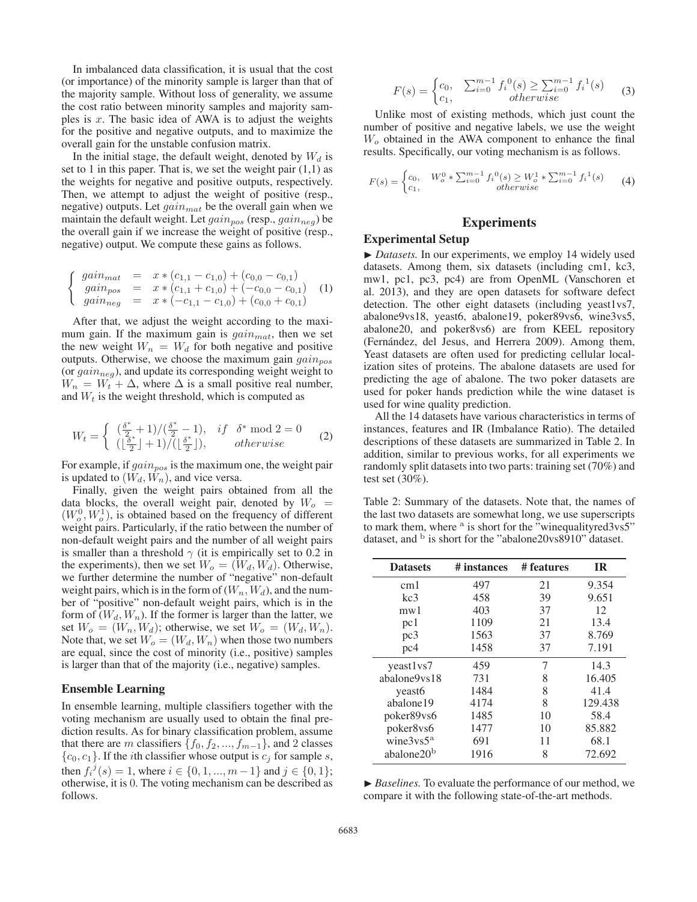In imbalanced data classification, it is usual that the cost (or importance) of the minority sample is larger than that of the majority sample. Without loss of generality, we assume the cost ratio between minority samples and majority samples is $x$. The basic idea of AWA is to adjust the weights for the positive and negative outputs, and to maximize the overall gain for the unstable confusion matrix.

In the initial stage, the default weight, denoted by $W_d$ is set to 1 in this paper. That is, we set the weight pair (1,1) as the weights for negative and positive outputs, respectively. Then, we attempt to adjust the weight of positive (resp., negative) outputs. Let $gain_{mat}$ be the overall gain when we maintain the default weight. Let $gain_{pos}$ (resp., $gain_{neg}$) be the overall gain if we increase the weight of positive (resp., negative) output. We compute these gains as follows.

$$\left\{ \begin{array}{lcl} gain_{mat} & = & x * (c_{1,1} - c_{1,0}) + (c_{0,0} - c_{0,1}) \\ gain_{pos} & = & x * (c_{1,1} + c_{1,0}) + (-c_{0,0} - c_{0,1}) \\ gain_{neg} & = & x * (-c_{1,1} - c_{1,0}) + (c_{0,0} + c_{0,1}) \end{array} \right. \quad (1)$$

After that, we adjust the weight according to the maximum gain. If the maximum gain is $gain_{mat}$, then we set the new weight $W_n = W_d$ for both negative and positive outputs. Otherwise, we choose the maximum gain $gain_{pos}$ (or $gain_{neg}$), and update its corresponding weight weight to $W_n = W_t + \Delta$, where $\Delta$ is a small positive real number, and $W_t$ is the weight threshold, which is computed as

$$W_t = \left\{ \begin{array}{ll} (\frac{\delta^*}{2} + 1)/(\frac{\delta^*}{2} - 1), & if \quad \delta^* \bmod 2 = 0 \\ (\lfloor \frac{\delta^*}{2} \rfloor + 1)/(\lfloor \frac{\delta^*}{2} \rfloor), & otherwise \end{array} \right. \quad (2)$$

For example, if $gain_{pos}$ is the maximum one, the weight pair is updated to $(W_d, W_n)$, and vice versa.

Finally, given the weight pairs obtained from all the data blocks, the overall weight pair, denoted by $W_o = (W_o^0, W_o^1)$, is obtained based on the frequency of different weight pairs. Particularly, if the ratio between the number of non-default weight pairs and the number of all weight pairs is smaller than a threshold $\gamma$ (it is empirically set to 0.2 in the experiments), then we set $W_o = (W_d, W_d)$. Otherwise, we further determine the number of "negative" non-default weight pairs, which is in the form of $(W_n, W_d)$, and the number of "positive" non-default weight pairs, which is in the form of $(W_d, W_n)$. If the former is larger than the latter, we set $W_o = (W_n, W_d)$; otherwise, we set $W_o = (W_d, W_n)$. Note that, we set $W_o = (W_d, W_n)$ when those two numbers are equal, since the cost of minority (i.e., positive) samples is larger than that of the majority (i.e., negative) samples.

### Ensemble Learning

In ensemble learning, multiple classifiers together with the voting mechanism are usually used to obtain the final prediction results. As for binary classification problem, assume that there are $m$ classifiers $\{f_0, f_2, ..., f_{m-1}\}$, and 2 classes $\{c_0, c_1\}$. If the $i$th classifier whose output is $c_j$ for sample $s$, then $f_i{}^j(s) = 1$, where $i \in \{0, 1, ..., m-1\}$ and $j \in \{0, 1\}$; otherwise, it is 0. The voting mechanism can be described as follows.

$$F(s) = \begin{cases} c_0, & \sum_{i=0}^{m-1} f_i{}^0(s) \geq \sum_{i=0}^{m-1} f_i{}^1(s) \\ c_1, & otherwise \end{cases} \quad (3)$$

Unlike most of existing methods, which just count the number of positive and negative labels, we use the weight $W_o$ obtained in the AWA component to enhance the final results. Specifically, our voting mechanism is as follows.

$$F(s) = \begin{cases} c_0, & W_o^0 * \sum_{i=0}^{m-1} f_i{}^0(s) \geq W_o^1 * \sum_{i=0}^{m-1} f_i{}^1(s) \\ c_1, & otherwise \end{cases} \quad (4)$$

## Experiments

### Experimental Setup

► *Datasets.* In our experiments, we employ 14 widely used datasets. Among them, six datasets (including cm1, kc3, mw1, pc1, pc3, pc4) are from OpenML (Vanschoren et al. 2013), and they are open datasets for software defect detection. The other eight datasets (including yeast1vs7, abalone9vs18, yeast6, abalone19, poker89vs6, wine3vs5, abalone20, and poker8vs6) are from KEEL repository (Fernández, del Jesus, and Herrera 2009). Among them, Yeast datasets are often used for predicting cellular localization sites of proteins. The abalone datasets are used for predicting the age of abalone. The two poker datasets are used for poker hands prediction while the wine dataset is used for wine quality prediction.

All the 14 datasets have various characteristics in terms of instances, features and IR (Imbalance Ratio). The detailed descriptions of these datasets are summarized in Table 2. In addition, similar to previous works, for all experiments we randomly split datasets into two parts: training set (70%) and test set (30%).

Table 2: Summary of the datasets. Note that, the names of the last two datasets are somewhat long, we use superscripts to mark them, where [a] is short for the "winequalityred3vs5" dataset, and [b] is short for the "abalone20vs8910" dataset.

| Datasets | # instances | # features | IR |
|---|---|---|---|
| cm1 | 497 | 21 | 9.354 |
| kc3 | 458 | 39 | 9.651 |
| mw1 | 403 | 37 | 12 |
| pc1 | 1109 | 21 | 13.4 |
| pc3 | 1563 | 37 | 8.769 |
| pc4 | 1458 | 37 | 7.191 |
| yeast1vs7 | 459 | 7 | 14.3 |
| abalone9vs18 | 731 | 8 | 16.405 |
| yeast6 | 1484 | 8 | 41.4 |
| abalone19 | 4174 | 8 | 129.438 |
| poker89vs6 | 1485 | 10 | 58.4 |
| poker8vs6 | 1477 | 10 | 85.882 |
| wine3vs5[a] | 691 | 11 | 68.1 |
| abalone20[b] | 1916 | 8 | 72.692 |

► *Baselines.* To evaluate the performance of our method, we compare it with the following state-of-the-art methods.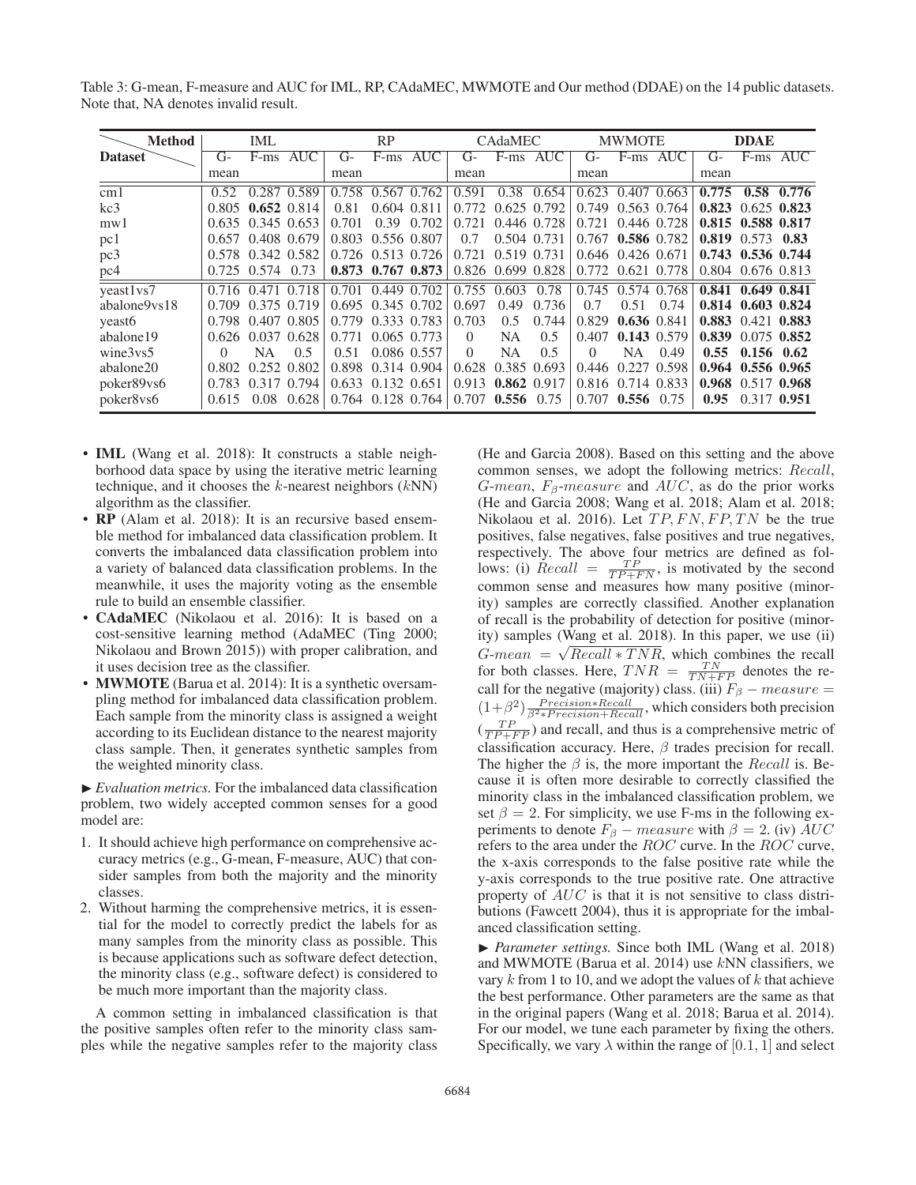Table 3: G-mean, F-measure and AUC for IML, RP, CAdaMEC, MWMOTE and Our method (DDAE) on the 14 public datasets. Note that, NA denotes invalid result.

| Method / Dataset | IML | | | RP | | | CAdaMEC | | | MWMOTE | | | **DDAE** | | |
|---|---|---|---|---|---|---|---|---|---|---|---|---|---|---|---|
| | G-mean | F-ms | AUC | G-mean | F-ms | AUC | G-mean | F-ms | AUC | G-mean | F-ms | AUC | G-mean | F-ms | AUC |
| cm1 | 0.52 | 0.287 | 0.589 | 0.758 | 0.567 | 0.762 | 0.591 | 0.38 | 0.654 | 0.623 | 0.407 | 0.663 | **0.775** | **0.58** | **0.776** |
| kc3 | 0.805 | **0.652** | 0.814 | 0.81 | 0.604 | 0.811 | 0.772 | 0.625 | 0.792 | 0.749 | 0.563 | 0.764 | **0.823** | 0.625 | **0.823** |
| mw1 | 0.635 | 0.345 | 0.653 | 0.701 | 0.39 | 0.702 | 0.721 | 0.446 | 0.728 | 0.721 | 0.446 | 0.728 | **0.815** | **0.588** | **0.817** |
| pc1 | 0.657 | 0.408 | 0.679 | 0.803 | 0.556 | 0.807 | 0.7 | 0.504 | 0.731 | 0.767 | **0.586** | 0.782 | **0.819** | 0.573 | **0.83** |
| pc3 | 0.578 | 0.342 | 0.582 | 0.726 | 0.513 | 0.726 | 0.721 | 0.519 | 0.731 | 0.646 | 0.426 | 0.671 | **0.743** | **0.536** | **0.744** |
| pc4 | 0.725 | 0.574 | 0.73 | **0.873** | **0.767** | **0.873** | 0.826 | 0.699 | 0.828 | 0.772 | 0.621 | 0.778 | 0.804 | 0.676 | 0.813 |
| yeast1vs7 | 0.716 | 0.471 | 0.718 | 0.701 | 0.449 | 0.702 | 0.755 | 0.603 | 0.78 | 0.745 | 0.574 | 0.768 | **0.841** | **0.649** | **0.841** |
| abalone9vs18 | 0.709 | 0.375 | 0.719 | 0.695 | 0.345 | 0.702 | 0.697 | 0.49 | 0.736 | 0.7 | 0.51 | 0.74 | **0.814** | **0.603** | **0.824** |
| yeast6 | 0.798 | 0.407 | 0.805 | 0.779 | 0.333 | 0.783 | 0.703 | 0.5 | 0.744 | 0.829 | **0.636** | 0.841 | **0.883** | 0.421 | **0.883** |
| abalone19 | 0.626 | 0.037 | 0.628 | 0.771 | 0.065 | 0.773 | 0 | NA | 0.5 | 0.407 | **0.143** | 0.579 | **0.839** | 0.075 | **0.852** |
| wine3vs5 | 0 | NA | 0.5 | 0.51 | 0.086 | 0.557 | 0 | NA | 0.5 | 0 | NA | 0.49 | **0.55** | **0.156** | **0.62** |
| abalone20 | 0.802 | 0.252 | 0.802 | 0.898 | 0.314 | 0.904 | 0.628 | 0.385 | 0.693 | 0.446 | 0.227 | 0.598 | **0.964** | **0.556** | **0.965** |
| poker89vs6 | 0.783 | 0.317 | 0.794 | 0.633 | 0.132 | 0.651 | 0.913 | **0.862** | 0.917 | 0.816 | 0.714 | 0.833 | **0.968** | 0.517 | **0.968** |
| poker8vs6 | 0.615 | 0.08 | 0.628 | 0.764 | 0.128 | 0.764 | 0.707 | **0.556** | 0.75 | 0.707 | **0.556** | 0.75 | **0.95** | 0.317 | **0.951** |

- **IML** (Wang et al. 2018): It constructs a stable neighborhood data space by using the iterative metric learning technique, and it chooses the $k$-nearest neighbors ($k$NN) algorithm as the classifier.
- **RP** (Alam et al. 2018): It is an recursive based ensemble method for imbalanced data classification problem. It converts the imbalanced data classification problem into a variety of balanced data classification problems. In the meanwhile, it uses the majority voting as the ensemble rule to build an ensemble classifier.
- **CAdaMEC** (Nikolaou et al. 2016): It is based on a cost-sensitive learning method (AdaMEC (Ting 2000; Nikolaou and Brown 2015)) with proper calibration, and it uses decision tree as the classifier.
- **MWMOTE** (Barua et al. 2014): It is a synthetic oversampling method for imbalanced data classification problem. Each sample from the minority class is assigned a weight according to its Euclidean distance to the nearest majority class sample. Then, it generates synthetic samples from the weighted minority class.

► *Evaluation metrics.* For the imbalanced data classification problem, two widely accepted common senses for a good model are:

1. It should achieve high performance on comprehensive accuracy metrics (e.g., G-mean, F-measure, AUC) that consider samples from both the majority and the minority classes.
2. Without harming the comprehensive metrics, it is essential for the model to correctly predict the labels for as many samples from the minority class as possible. This is because applications such as software defect detection, the minority class (e.g., software defect) is considered to be much more important than the majority class.

A common setting in imbalanced classification is that the positive samples often refer to the minority class samples while the negative samples refer to the majority class (He and Garcia 2008). Based on this setting and the above common senses, we adopt the following metrics: $Recall$, $G$-$mean$, $F_\beta$-$measure$ and $AUC$, as do the prior works (He and Garcia 2008; Wang et al. 2018; Alam et al. 2018; Nikolaou et al. 2016). Let $TP, FN, FP, TN$ be the true positives, false negatives, false positives and true negatives, respectively. The above four metrics are defined as follows: (i) $Recall = \frac{TP}{TP+FN}$, is motivated by the second common sense and measures how many positive (minority) samples are correctly classified. Another explanation of recall is the probability of detection for positive (minority) samples (Wang et al. 2018). In this paper, we use (ii) $G\text{-}mean = \sqrt{Recall * TNR}$, which combines the recall for both classes. Here, $TNR = \frac{TN}{TN+FP}$ denotes the recall for the negative (majority) class. (iii) $F_\beta - measure = (1+\beta^2)\frac{Precision*Recall}{\beta^2*Precision+Recall}$, which considers both precision ($\frac{TP}{TP+FP}$) and recall, and thus is a comprehensive metric of classification accuracy. Here, $\beta$ trades precision for recall. The higher the $\beta$ is, the more important the $Recall$ is. Because it is often more desirable to correctly classified the minority class in the imbalanced classification problem, we set $\beta = 2$. For simplicity, we use F-ms in the following experiments to denote $F_\beta - measure$ with $\beta = 2$. (iv) $AUC$ refers to the area under the $ROC$ curve. In the $ROC$ curve, the x-axis corresponds to the false positive rate while the y-axis corresponds to the true positive rate. One attractive property of $AUC$ is that it is not sensitive to class distributions (Fawcett 2004), thus it is appropriate for the imbalanced classification setting.

► *Parameter settings.* Since both IML (Wang et al. 2018) and MWMOTE (Barua et al. 2014) use $k$NN classifiers, we vary $k$ from 1 to 10, and we adopt the values of $k$ that achieve the best performance. Other parameters are the same as that in the original papers (Wang et al. 2018; Barua et al. 2014). For our model, we tune each parameter by fixing the others. Specifically, we vary $\lambda$ within the range of $[0.1, 1]$ and select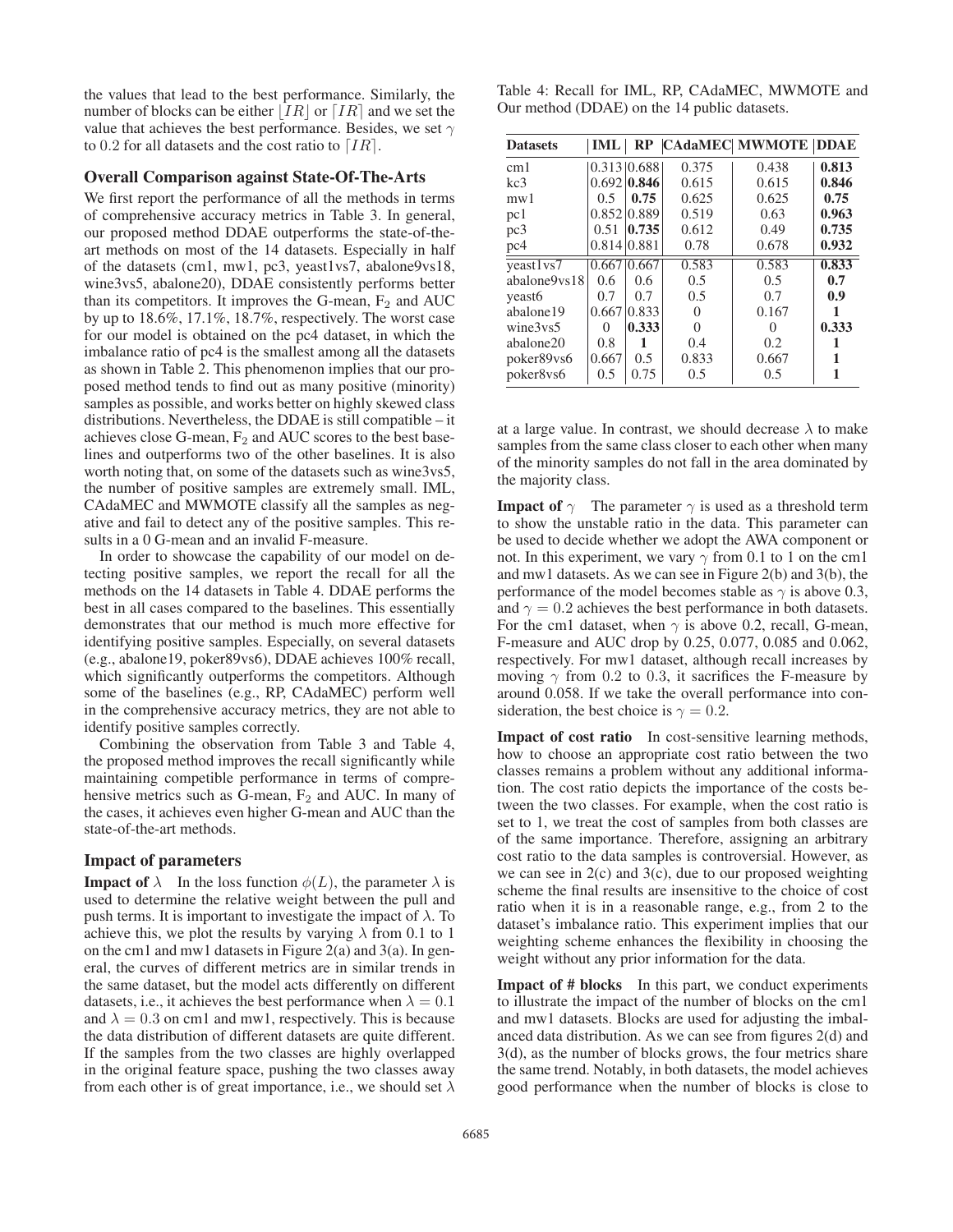the values that lead to the best performance. Similarly, the number of blocks can be either $\lfloor IR \rfloor$ or $\lceil IR \rceil$ and we set the value that achieves the best performance. Besides, we set $\gamma$ to $0.2$ for all datasets and the cost ratio to $\lceil IR \rceil$.

### Overall Comparison against State-Of-The-Arts

We first report the performance of all the methods in terms of comprehensive accuracy metrics in Table 3. In general, our proposed method DDAE outperforms the state-of-the-art methods on most of the 14 datasets. Especially in half of the datasets (cm1, mw1, pc3, yeast1vs7, abalone9vs18, wine3vs5, abalone20), DDAE consistently performs better than its competitors. It improves the G-mean, $F_2$ and AUC by up to 18.6%, 17.1%, 18.7%, respectively. The worst case for our model is obtained on the pc4 dataset, in which the imbalance ratio of pc4 is the smallest among all the datasets as shown in Table 2. This phenomenon implies that our proposed method tends to find out as many positive (minority) samples as possible, and works better on highly skewed class distributions. Nevertheless, the DDAE is still compatible – it achieves close G-mean, $F_2$ and AUC scores to the best baselines and outperforms two of the other baselines. It is also worth noting that, on some of the datasets such as wine3vs5, the number of positive samples are extremely small. IML, CAdaMEC and MWMOTE classify all the samples as negative and fail to detect any of the positive samples. This results in a 0 G-mean and an invalid F-measure.

In order to showcase the capability of our model on detecting positive samples, we report the recall for all the methods on the 14 datasets in Table 4. DDAE performs the best in all cases compared to the baselines. This essentially demonstrates that our method is much more effective for identifying positive samples. Especially, on several datasets (e.g., abalone19, poker89vs6), DDAE achieves 100% recall, which significantly outperforms the competitors. Although some of the baselines (e.g., RP, CAdaMEC) perform well in the comprehensive accuracy metrics, they are not able to identify positive samples correctly.

Combining the observation from Table 3 and Table 4, the proposed method improves the recall significantly while maintaining competible performance in terms of comprehensive metrics such as G-mean, $F_2$ and AUC. In many of the cases, it achieves even higher G-mean and AUC than the state-of-the-art methods.

### Impact of parameters

**Impact of $\lambda$** In the loss function $\phi(L)$, the parameter $\lambda$ is used to determine the relative weight between the pull and push terms. It is important to investigate the impact of $\lambda$. To achieve this, we plot the results by varying $\lambda$ from 0.1 to 1 on the cm1 and mw1 datasets in Figure 2(a) and 3(a). In general, the curves of different metrics are in similar trends in the same dataset, but the model acts differently on different datasets, i.e., it achieves the best performance when $\lambda = 0.1$ and $\lambda = 0.3$ on cm1 and mw1, respectively. This is because the data distribution of different datasets are quite different. If the samples from the two classes are highly overlapped in the original feature space, pushing the two classes away from each other is of great importance, i.e., we should set $\lambda$ at a large value. In contrast, we should decrease $\lambda$ to make samples from the same class closer to each other when many of the minority samples do not fall in the area dominated by the majority class.

Table 4: Recall for IML, RP, CAdaMEC, MWMOTE and Our method (DDAE) on the 14 public datasets.

| Datasets | IML | RP | CAdaMEC | MWMOTE | DDAE |
|---|---|---|---|---|---|
| cm1 | 0.313 | 0.688 | 0.375 | 0.438 | **0.813** |
| kc3 | 0.692 | **0.846** | 0.615 | 0.615 | **0.846** |
| mw1 | 0.5 | **0.75** | 0.625 | 0.625 | **0.75** |
| pc1 | 0.852 | 0.889 | 0.519 | 0.63 | **0.963** |
| pc3 | 0.51 | **0.735** | 0.612 | 0.49 | **0.735** |
| pc4 | 0.814 | 0.881 | 0.78 | 0.678 | **0.932** |
| yeast1vs7 | 0.667 | 0.667 | 0.583 | 0.583 | **0.833** |
| abalone9vs18 | 0.6 | 0.6 | 0.5 | 0.5 | **0.7** |
| yeast6 | 0.7 | 0.7 | 0.5 | 0.7 | **0.9** |
| abalone19 | 0.667 | 0.833 | 0 | 0.167 | **1** |
| wine3vs5 | 0 | **0.333** | 0 | 0 | **0.333** |
| abalone20 | 0.8 | **1** | 0.4 | 0.2 | **1** |
| poker89vs6 | 0.667 | 0.5 | 0.833 | 0.667 | **1** |
| poker8vs6 | 0.5 | 0.75 | 0.5 | 0.5 | **1** |

**Impact of $\gamma$** The parameter $\gamma$ is used as a threshold term to show the unstable ratio in the data. This parameter can be used to decide whether we adopt the AWA component or not. In this experiment, we vary $\gamma$ from 0.1 to 1 on the cm1 and mw1 datasets. As we can see in Figure 2(b) and 3(b), the performance of the model becomes stable as $\gamma$ is above 0.3, and $\gamma = 0.2$ achieves the best performance in both datasets. For the cm1 dataset, when $\gamma$ is above 0.2, recall, G-mean, F-measure and AUC drop by 0.25, 0.077, 0.085 and 0.062, respectively. For mw1 dataset, although recall increases by moving $\gamma$ from 0.2 to 0.3, it sacrifices the F-measure by around 0.058. If we take the overall performance into consideration, the best choice is $\gamma = 0.2$.

**Impact of cost ratio** In cost-sensitive learning methods, how to choose an appropriate cost ratio between the two classes remains a problem without any additional information. The cost ratio depicts the importance of the costs between the two classes. For example, when the cost ratio is set to 1, we treat the cost of samples from both classes are of the same importance. Therefore, assigning an arbitrary cost ratio to the data samples is controversial. However, as we can see in 2(c) and 3(c), due to our proposed weighting scheme the final results are insensitive to the choice of cost ratio when it is in a reasonable range, e.g., from 2 to the dataset's imbalance ratio. This experiment implies that our weighting scheme enhances the flexibility in choosing the weight without any prior information for the data.

**Impact of # blocks** In this part, we conduct experiments to illustrate the impact of the number of blocks on the cm1 and mw1 datasets. Blocks are used for adjusting the imbalanced data distribution. As we can see from figures 2(d) and 3(d), as the number of blocks grows, the four metrics share the same trend. Notably, in both datasets, the model achieves good performance when the number of blocks is close to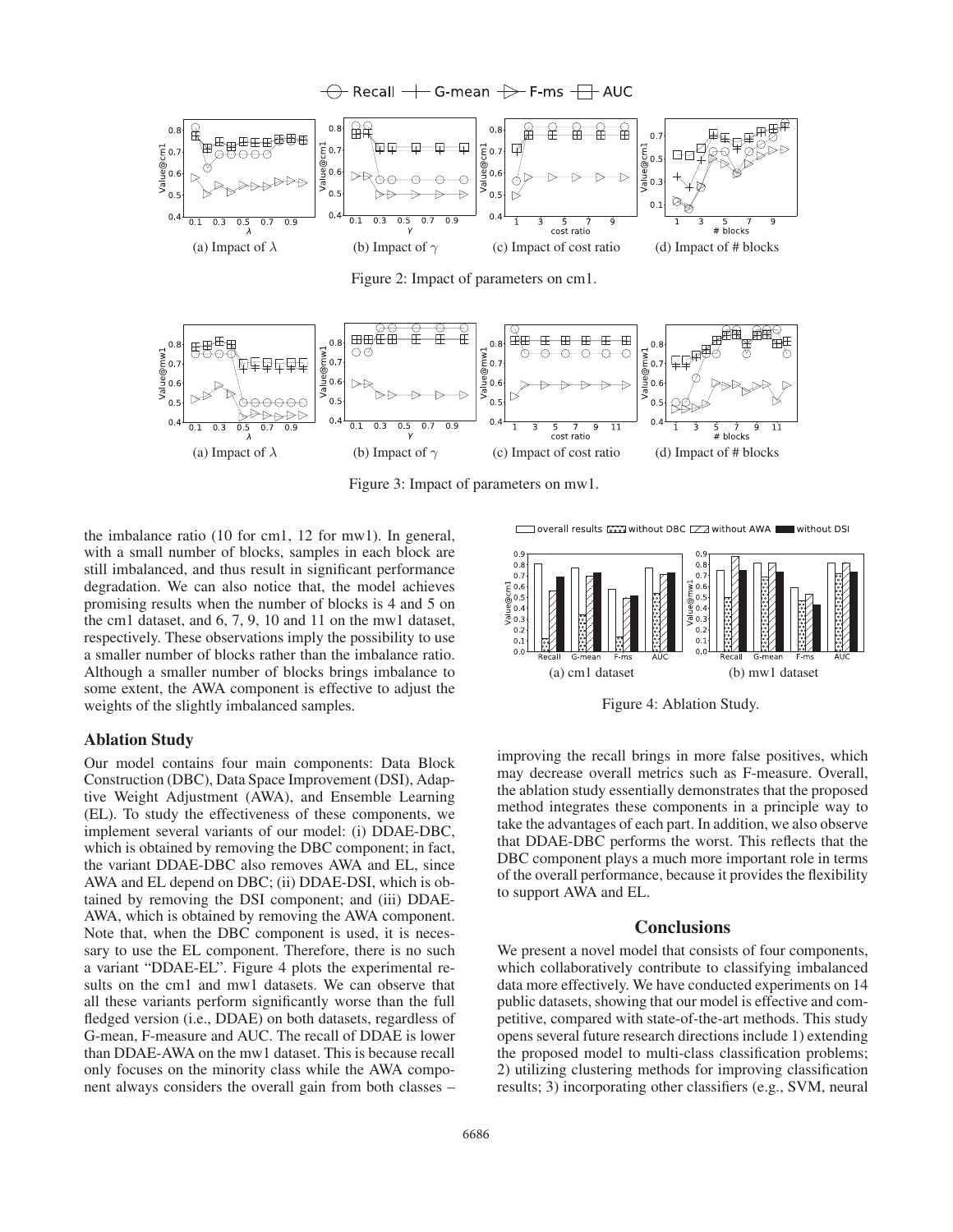Figure 2: Impact of parameters on cm1.

(a) Impact of $\lambda$ (b) Impact of $\gamma$ (c) Impact of cost ratio (d) Impact of # blocks

Figure 3: Impact of parameters on mw1.

(a) Impact of $\lambda$ (b) Impact of $\gamma$ (c) Impact of cost ratio (d) Impact of # blocks

the imbalance ratio (10 for cm1, 12 for mw1). In general, with a small number of blocks, samples in each block are still imbalanced, and thus result in significant performance degradation. We can also notice that, the model achieves promising results when the number of blocks is 4 and 5 on the cm1 dataset, and 6, 7, 9, 10 and 11 on the mw1 dataset, respectively. These observations imply the possibility to use a smaller number of blocks rather than the imbalance ratio. Although a smaller number of blocks brings imbalance to some extent, the AWA component is effective to adjust the weights of the slightly imbalanced samples.

### Ablation Study

Our model contains four main components: Data Block Construction (DBC), Data Space Improvement (DSI), Adaptive Weight Adjustment (AWA), and Ensemble Learning (EL). To study the effectiveness of these components, we implement several variants of our model: (i) DDAE-DBC, which is obtained by removing the DBC component; in fact, the variant DDAE-DBC also removes AWA and EL, since AWA and EL depend on DBC; (ii) DDAE-DSI, which is obtained by removing the DSI component; and (iii) DDAE-AWA, which is obtained by removing the AWA component. Note that, when the DBC component is used, it is necessary to use the EL component. Therefore, there is no such a variant "DDAE-EL". Figure 4 plots the experimental results on the cm1 and mw1 datasets. We can observe that all these variants perform significantly worse than the full fledged version (i.e., DDAE) on both datasets, regardless of G-mean, F-measure and AUC. The recall of DDAE is lower than DDAE-AWA on the mw1 dataset. This is because recall only focuses on the minority class while the AWA component always considers the overall gain from both classes – improving the recall brings in more false positives, which may decrease overall metrics such as F-measure. Overall, the ablation study essentially demonstrates that the proposed method integrates these components in a principle way to take the advantages of each part. In addition, we also observe that DDAE-DBC performs the worst. This reflects that the DBC component plays a much more important role in terms of the overall performance, because it provides the flexibility to support AWA and EL.

(a) cm1 dataset (b) mw1 dataset

Figure 4: Ablation Study.

## Conclusions

We present a novel model that consists of four components, which collaboratively contribute to classifying imbalanced data more effectively. We have conducted experiments on 14 public datasets, showing that our model is effective and competitive, compared with state-of-the-art methods. This study opens several future research directions include 1) extending the proposed model to multi-class classification problems; 2) utilizing clustering methods for improving classification results; 3) incorporating other classifiers (e.g., SVM, neural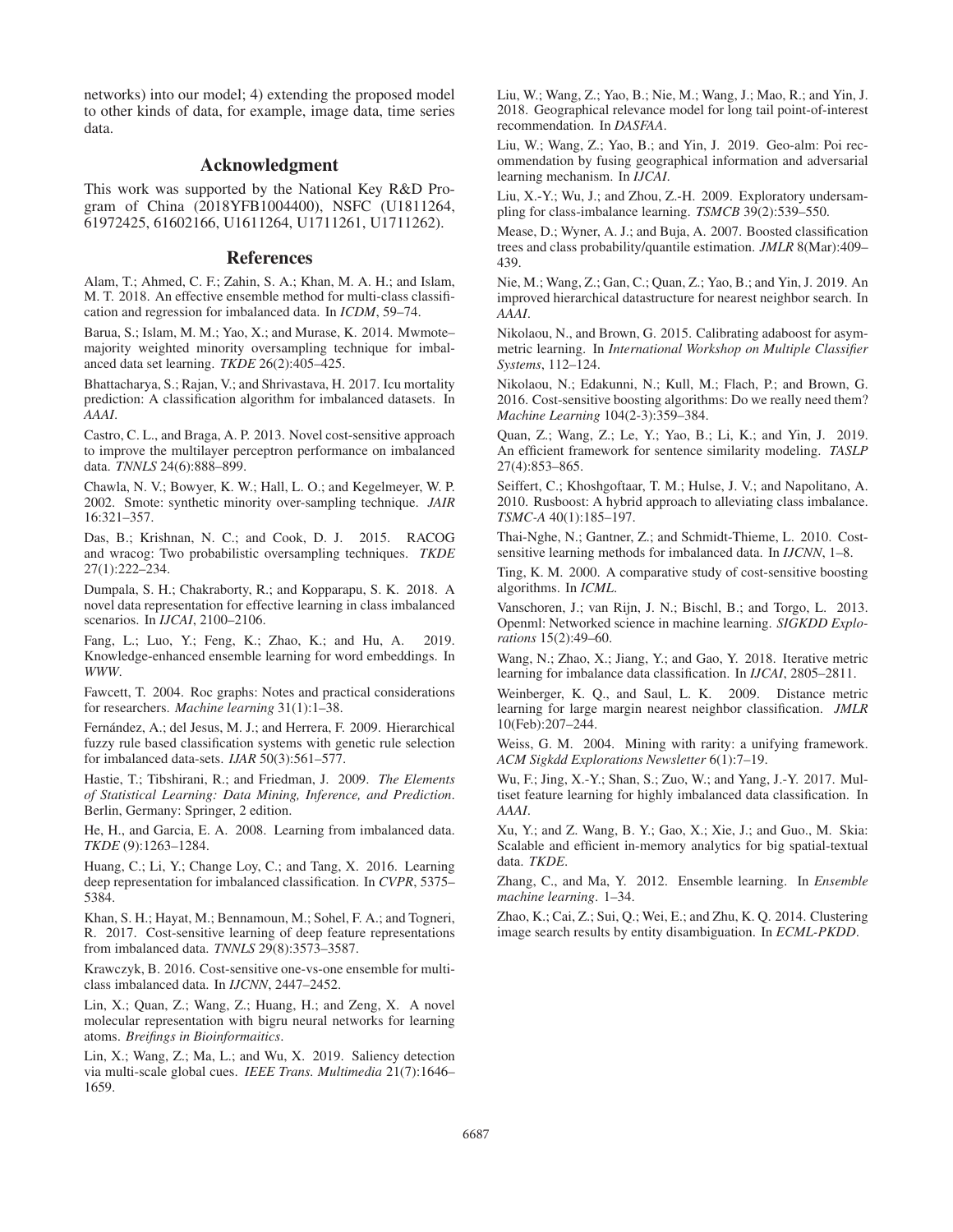networks) into our model; 4) extending the proposed model to other kinds of data, for example, image data, time series data.

## Acknowledgment

This work was supported by the National Key R&D Program of China (2018YFB1004400), NSFC (U1811264, 61972425, 61602166, U1611264, U1711261, U1711262).

## References

Alam, T.; Ahmed, C. F.; Zahin, S. A.; Khan, M. A. H.; and Islam, M. T. 2018. An effective ensemble method for multi-class classification and regression for imbalanced data. In *ICDM*, 59–74.

Barua, S.; Islam, M. M.; Yao, X.; and Murase, K. 2014. Mwmote–majority weighted minority oversampling technique for imbalanced data set learning. *TKDE* 26(2):405–425.

Bhattacharya, S.; Rajan, V.; and Shrivastava, H. 2017. Icu mortality prediction: A classification algorithm for imbalanced datasets. In *AAAI*.

Castro, C. L., and Braga, A. P. 2013. Novel cost-sensitive approach to improve the multilayer perceptron performance on imbalanced data. *TNNLS* 24(6):888–899.

Chawla, N. V.; Bowyer, K. W.; Hall, L. O.; and Kegelmeyer, W. P. 2002. Smote: synthetic minority over-sampling technique. *JAIR* 16:321–357.

Das, B.; Krishnan, N. C.; and Cook, D. J. 2015. RACOG and wracog: Two probabilistic oversampling techniques. *TKDE* 27(1):222–234.

Dumpala, S. H.; Chakraborty, R.; and Kopparapu, S. K. 2018. A novel data representation for effective learning in class imbalanced scenarios. In *IJCAI*, 2100–2106.

Fang, L.; Luo, Y.; Feng, K.; Zhao, K.; and Hu, A. 2019. Knowledge-enhanced ensemble learning for word embeddings. In *WWW*.

Fawcett, T. 2004. Roc graphs: Notes and practical considerations for researchers. *Machine learning* 31(1):1–38.

Fernández, A.; del Jesus, M. J.; and Herrera, F. 2009. Hierarchical fuzzy rule based classification systems with genetic rule selection for imbalanced data-sets. *IJAR* 50(3):561–577.

Hastie, T.; Tibshirani, R.; and Friedman, J. 2009. *The Elements of Statistical Learning: Data Mining, Inference, and Prediction*. Berlin, Germany: Springer, 2 edition.

He, H., and Garcia, E. A. 2008. Learning from imbalanced data. *TKDE* (9):1263–1284.

Huang, C.; Li, Y.; Change Loy, C.; and Tang, X. 2016. Learning deep representation for imbalanced classification. In *CVPR*, 5375–5384.

Khan, S. H.; Hayat, M.; Bennamoun, M.; Sohel, F. A.; and Togneri, R. 2017. Cost-sensitive learning of deep feature representations from imbalanced data. *TNNLS* 29(8):3573–3587.

Krawczyk, B. 2016. Cost-sensitive one-vs-one ensemble for multi-class imbalanced data. In *IJCNN*, 2447–2452.

Lin, X.; Quan, Z.; Wang, Z.; Huang, H.; and Zeng, X. A novel molecular representation with bigru neural networks for learning atoms. *Breifings in Bioinformaitics*.

Lin, X.; Wang, Z.; Ma, L.; and Wu, X. 2019. Saliency detection via multi-scale global cues. *IEEE Trans. Multimedia* 21(7):1646–1659.

Liu, W.; Wang, Z.; Yao, B.; Nie, M.; Wang, J.; Mao, R.; and Yin, J. 2018. Geographical relevance model for long tail point-of-interest recommendation. In *DASFAA*.

Liu, W.; Wang, Z.; Yao, B.; and Yin, J. 2019. Geo-alm: Poi recommendation by fusing geographical information and adversarial learning mechanism. In *IJCAI*.

Liu, X.-Y.; Wu, J.; and Zhou, Z.-H. 2009. Exploratory undersampling for class-imbalance learning. *TSMCB* 39(2):539–550.

Mease, D.; Wyner, A. J.; and Buja, A. 2007. Boosted classification trees and class probability/quantile estimation. *JMLR* 8(Mar):409–439.

Nie, M.; Wang, Z.; Gan, C.; Quan, Z.; Yao, B.; and Yin, J. 2019. An improved hierarchical datastructure for nearest neighbor search. In *AAAI*.

Nikolaou, N., and Brown, G. 2015. Calibrating adaboost for asymmetric learning. In *International Workshop on Multiple Classifier Systems*, 112–124.

Nikolaou, N.; Edakunni, N.; Kull, M.; Flach, P.; and Brown, G. 2016. Cost-sensitive boosting algorithms: Do we really need them? *Machine Learning* 104(2-3):359–384.

Quan, Z.; Wang, Z.; Le, Y.; Yao, B.; Li, K.; and Yin, J. 2019. An efficient framework for sentence similarity modeling. *TASLP* 27(4):853–865.

Seiffert, C.; Khoshgoftaar, T. M.; Hulse, J. V.; and Napolitano, A. 2010. Rusboost: A hybrid approach to alleviating class imbalance. *TSMC-A* 40(1):185–197.

Thai-Nghe, N.; Gantner, Z.; and Schmidt-Thieme, L. 2010. Cost-sensitive learning methods for imbalanced data. In *IJCNN*, 1–8.

Ting, K. M. 2000. A comparative study of cost-sensitive boosting algorithms. In *ICML*.

Vanschoren, J.; van Rijn, J. N.; Bischl, B.; and Torgo, L. 2013. Openml: Networked science in machine learning. *SIGKDD Explorations* 15(2):49–60.

Wang, N.; Zhao, X.; Jiang, Y.; and Gao, Y. 2018. Iterative metric learning for imbalance data classification. In *IJCAI*, 2805–2811.

Weinberger, K. Q., and Saul, L. K. 2009. Distance metric learning for large margin nearest neighbor classification. *JMLR* 10(Feb):207–244.

Weiss, G. M. 2004. Mining with rarity: a unifying framework. *ACM Sigkdd Explorations Newsletter* 6(1):7–19.

Wu, F.; Jing, X.-Y.; Shan, S.; Zuo, W.; and Yang, J.-Y. 2017. Multiset feature learning for highly imbalanced data classification. In *AAAI*.

Xu, Y.; and Z. Wang, B. Y.; Gao, X.; Xie, J.; and Guo., M. Skia: Scalable and efficient in-memory analytics for big spatial-textual data. *TKDE*.

Zhang, C., and Ma, Y. 2012. Ensemble learning. In *Ensemble machine learning*. 1–34.

Zhao, K.; Cai, Z.; Sui, Q.; Wei, E.; and Zhu, K. Q. 2014. Clustering image search results by entity disambiguation. In *ECML-PKDD*.